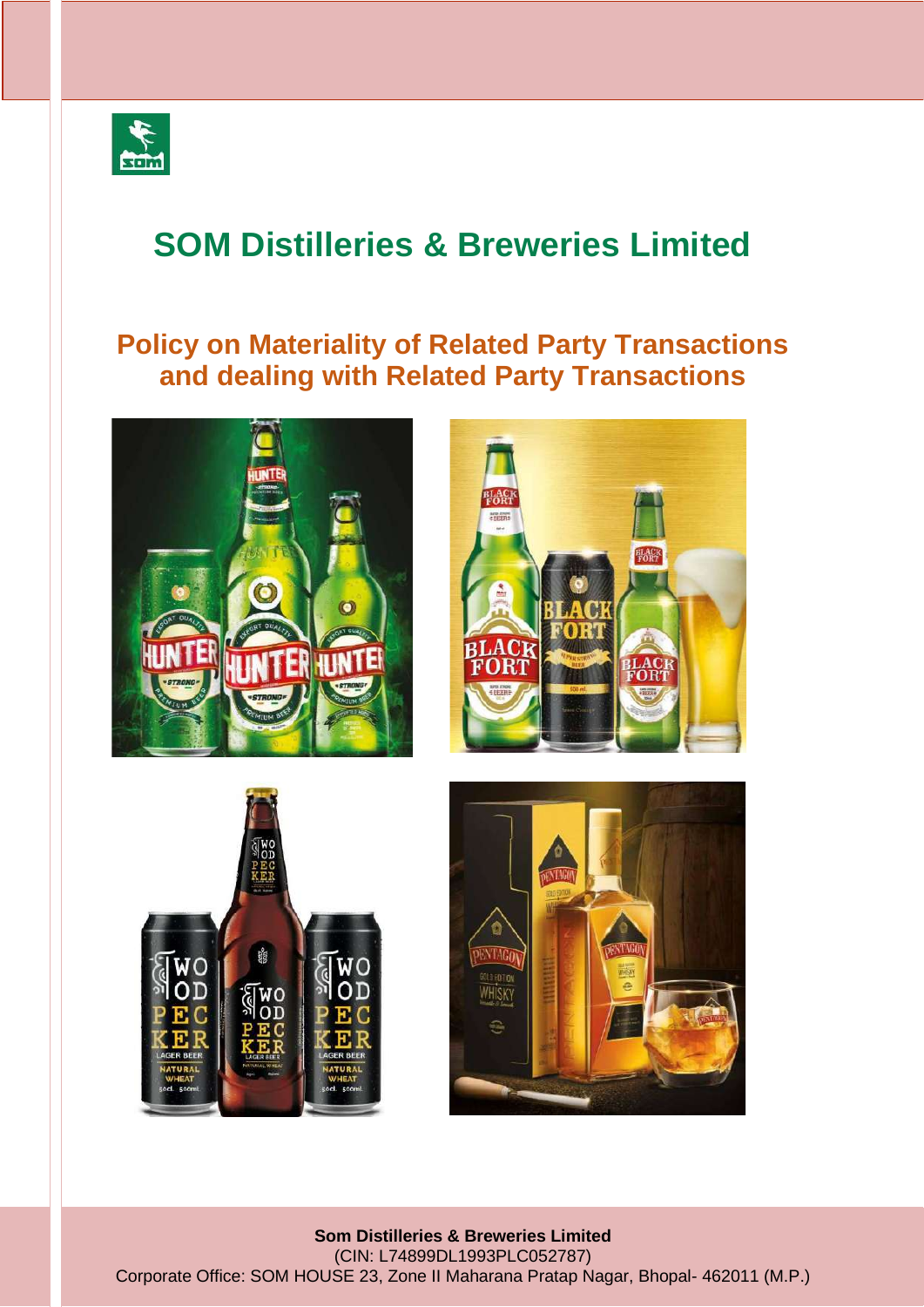# SOM Distilleries & Breweries Limited

## Policy on Materiality of Related Party Transactions and dealing with Related Party Transactions

**Som Distilleries & Breweries Limited**
(CIN: L74899DL1993PLC052787)
Corporate Office: SOM HOUSE 23, Zone II Maharana Pratap Nagar, Bhopal- 462011 (M.P.)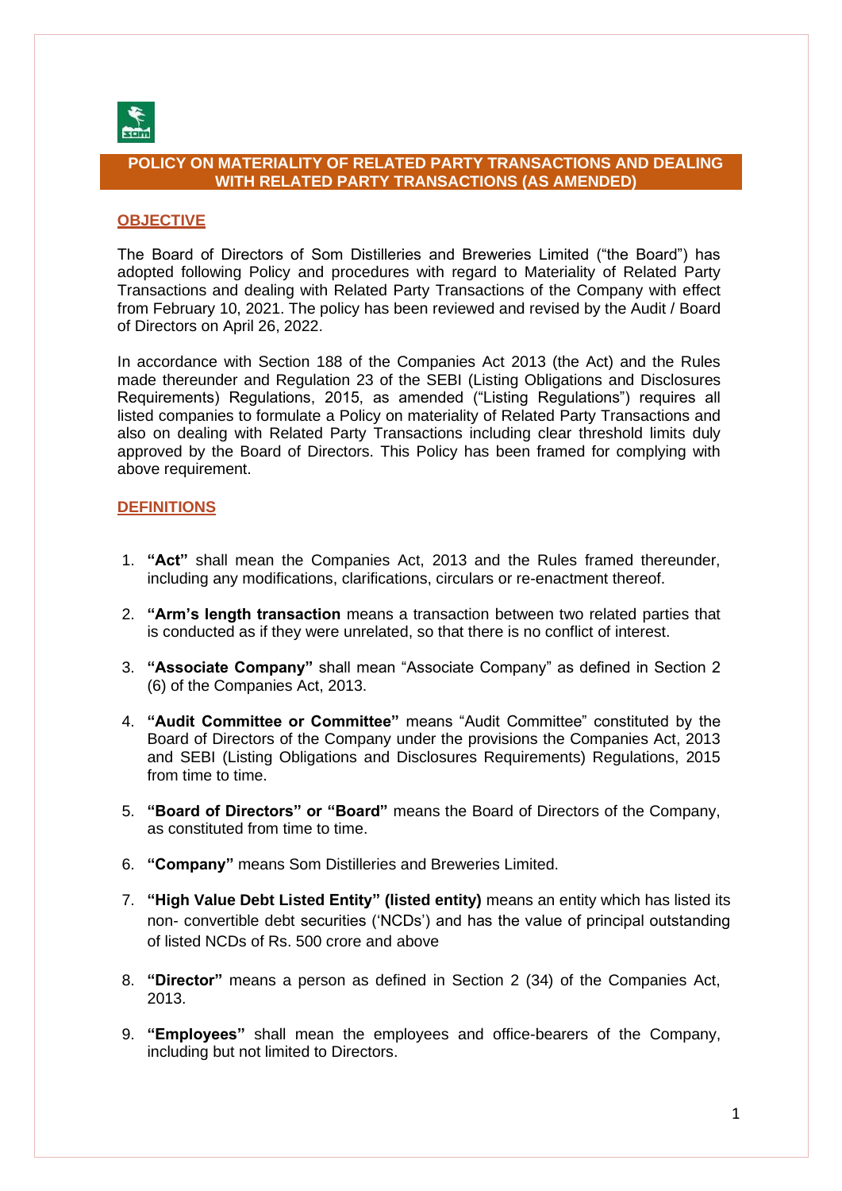# POLICY ON MATERIALITY OF RELATED PARTY TRANSACTIONS AND DEALING WITH RELATED PARTY TRANSACTIONS (AS AMENDED)

## OBJECTIVE

The Board of Directors of Som Distilleries and Breweries Limited ("the Board") has adopted following Policy and procedures with regard to Materiality of Related Party Transactions and dealing with Related Party Transactions of the Company with effect from February 10, 2021. The policy has been reviewed and revised by the Audit / Board of Directors on April 26, 2022.

In accordance with Section 188 of the Companies Act 2013 (the Act) and the Rules made thereunder and Regulation 23 of the SEBI (Listing Obligations and Disclosures Requirements) Regulations, 2015, as amended ("Listing Regulations") requires all listed companies to formulate a Policy on materiality of Related Party Transactions and also on dealing with Related Party Transactions including clear threshold limits duly approved by the Board of Directors. This Policy has been framed for complying with above requirement.

## DEFINITIONS

1. **"Act"** shall mean the Companies Act, 2013 and the Rules framed thereunder, including any modifications, clarifications, circulars or re-enactment thereof.
2. **"Arm's length transaction** means a transaction between two related parties that is conducted as if they were unrelated, so that there is no conflict of interest.
3. **"Associate Company"** shall mean "Associate Company" as defined in Section 2 (6) of the Companies Act, 2013.
4. **"Audit Committee or Committee"** means "Audit Committee" constituted by the Board of Directors of the Company under the provisions the Companies Act, 2013 and SEBI (Listing Obligations and Disclosures Requirements) Regulations, 2015 from time to time.
5. **"Board of Directors" or "Board"** means the Board of Directors of the Company, as constituted from time to time.
6. **"Company"** means Som Distilleries and Breweries Limited.
7. **"High Value Debt Listed Entity" (listed entity)** means an entity which has listed its non- convertible debt securities ('NCDs') and has the value of principal outstanding of listed NCDs of Rs. 500 crore and above
8. **"Director"** means a person as defined in Section 2 (34) of the Companies Act, 2013.
9. **"Employees"** shall mean the employees and office-bearers of the Company, including but not limited to Directors.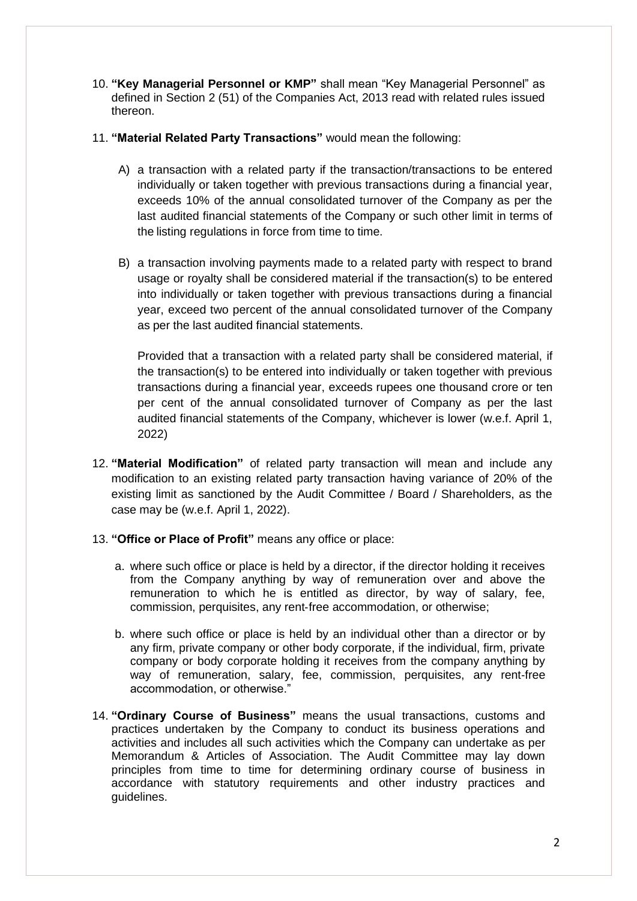10. **"Key Managerial Personnel or KMP"** shall mean "Key Managerial Personnel" as defined in Section 2 (51) of the Companies Act, 2013 read with related rules issued thereon.

11. **"Material Related Party Transactions"** would mean the following:

    A) a transaction with a related party if the transaction/transactions to be entered individually or taken together with previous transactions during a financial year, exceeds 10% of the annual consolidated turnover of the Company as per the last audited financial statements of the Company or such other limit in terms of the listing regulations in force from time to time.

    B) a transaction involving payments made to a related party with respect to brand usage or royalty shall be considered material if the transaction(s) to be entered into individually or taken together with previous transactions during a financial year, exceed two percent of the annual consolidated turnover of the Company as per the last audited financial statements.

    Provided that a transaction with a related party shall be considered material, if the transaction(s) to be entered into individually or taken together with previous transactions during a financial year, exceeds rupees one thousand crore or ten per cent of the annual consolidated turnover of Company as per the last audited financial statements of the Company, whichever is lower (w.e.f. April 1, 2022)

12. **"Material Modification"** of related party transaction will mean and include any modification to an existing related party transaction having variance of 20% of the existing limit as sanctioned by the Audit Committee / Board / Shareholders, as the case may be (w.e.f. April 1, 2022).

13. **"Office or Place of Profit"** means any office or place:

    a. where such office or place is held by a director, if the director holding it receives from the Company anything by way of remuneration over and above the remuneration to which he is entitled as director, by way of salary, fee, commission, perquisites, any rent-free accommodation, or otherwise;

    b. where such office or place is held by an individual other than a director or by any firm, private company or other body corporate, if the individual, firm, private company or body corporate holding it receives from the company anything by way of remuneration, salary, fee, commission, perquisites, any rent-free accommodation, or otherwise."

14. **"Ordinary Course of Business"** means the usual transactions, customs and practices undertaken by the Company to conduct its business operations and activities and includes all such activities which the Company can undertake as per Memorandum & Articles of Association. The Audit Committee may lay down principles from time to time for determining ordinary course of business in accordance with statutory requirements and other industry practices and guidelines.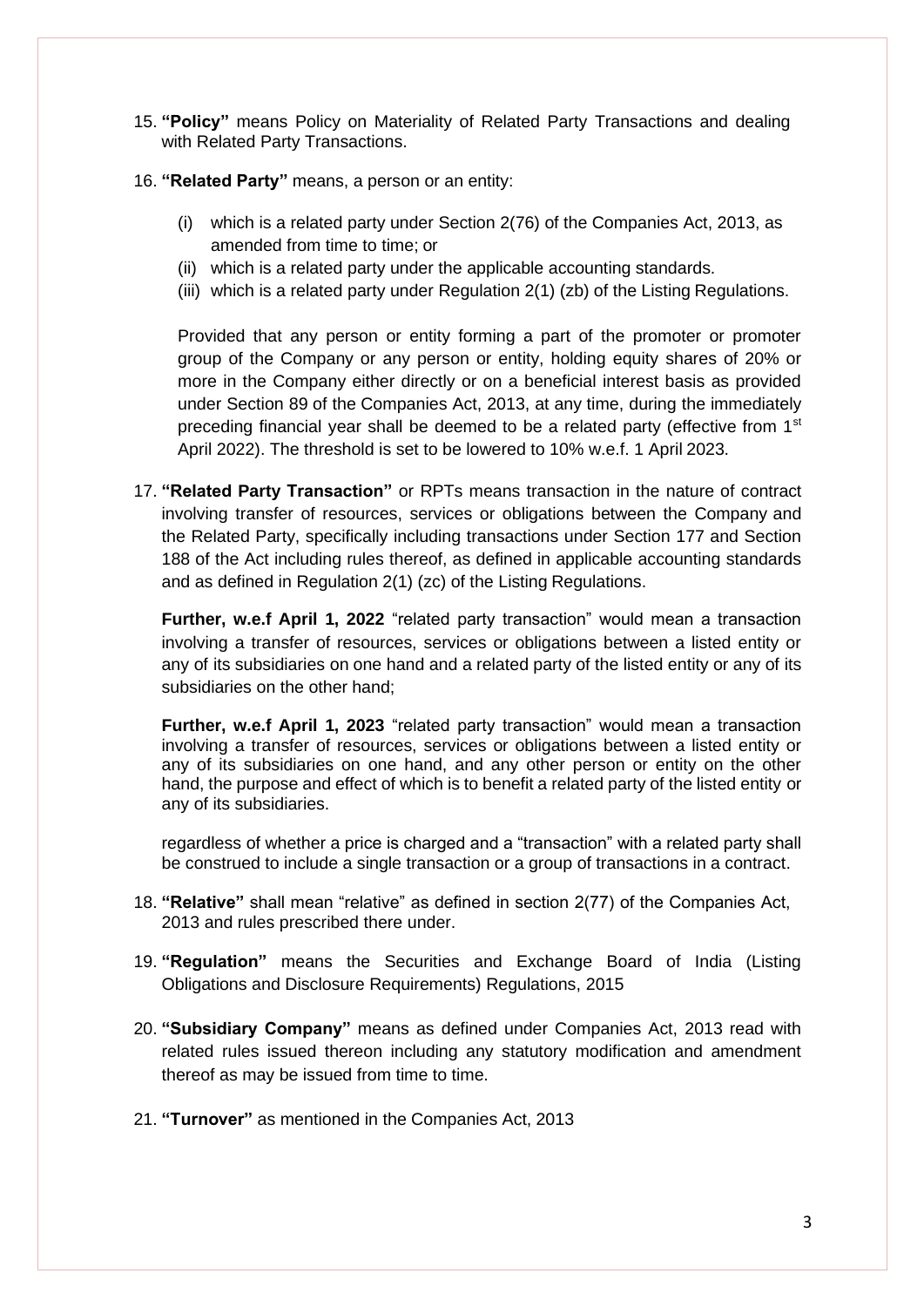15. **"Policy"** means Policy on Materiality of Related Party Transactions and dealing with Related Party Transactions.

16. **"Related Party"** means, a person or an entity:

    (i) which is a related party under Section 2(76) of the Companies Act, 2013, as amended from time to time; or
    (ii) which is a related party under the applicable accounting standards.
    (iii) which is a related party under Regulation 2(1) (zb) of the Listing Regulations.

    Provided that any person or entity forming a part of the promoter or promoter group of the Company or any person or entity, holding equity shares of 20% or more in the Company either directly or on a beneficial interest basis as provided under Section 89 of the Companies Act, 2013, at any time, during the immediately preceding financial year shall be deemed to be a related party (effective from 1st April 2022). The threshold is set to be lowered to 10% w.e.f. 1 April 2023.

17. **"Related Party Transaction"** or RPTs means transaction in the nature of contract involving transfer of resources, services or obligations between the Company and the Related Party, specifically including transactions under Section 177 and Section 188 of the Act including rules thereof, as defined in applicable accounting standards and as defined in Regulation 2(1) (zc) of the Listing Regulations.

    **Further, w.e.f April 1, 2022** "related party transaction" would mean a transaction involving a transfer of resources, services or obligations between a listed entity or any of its subsidiaries on one hand and a related party of the listed entity or any of its subsidiaries on the other hand;

    **Further, w.e.f April 1, 2023** "related party transaction" would mean a transaction involving a transfer of resources, services or obligations between a listed entity or any of its subsidiaries on one hand, and any other person or entity on the other hand, the purpose and effect of which is to benefit a related party of the listed entity or any of its subsidiaries.

    regardless of whether a price is charged and a "transaction" with a related party shall be construed to include a single transaction or a group of transactions in a contract.

18. **"Relative"** shall mean "relative" as defined in section 2(77) of the Companies Act, 2013 and rules prescribed there under.

19. **"Regulation"** means the Securities and Exchange Board of India (Listing Obligations and Disclosure Requirements) Regulations, 2015

20. **"Subsidiary Company"** means as defined under Companies Act, 2013 read with related rules issued thereon including any statutory modification and amendment thereof as may be issued from time to time.

21. **"Turnover"** as mentioned in the Companies Act, 2013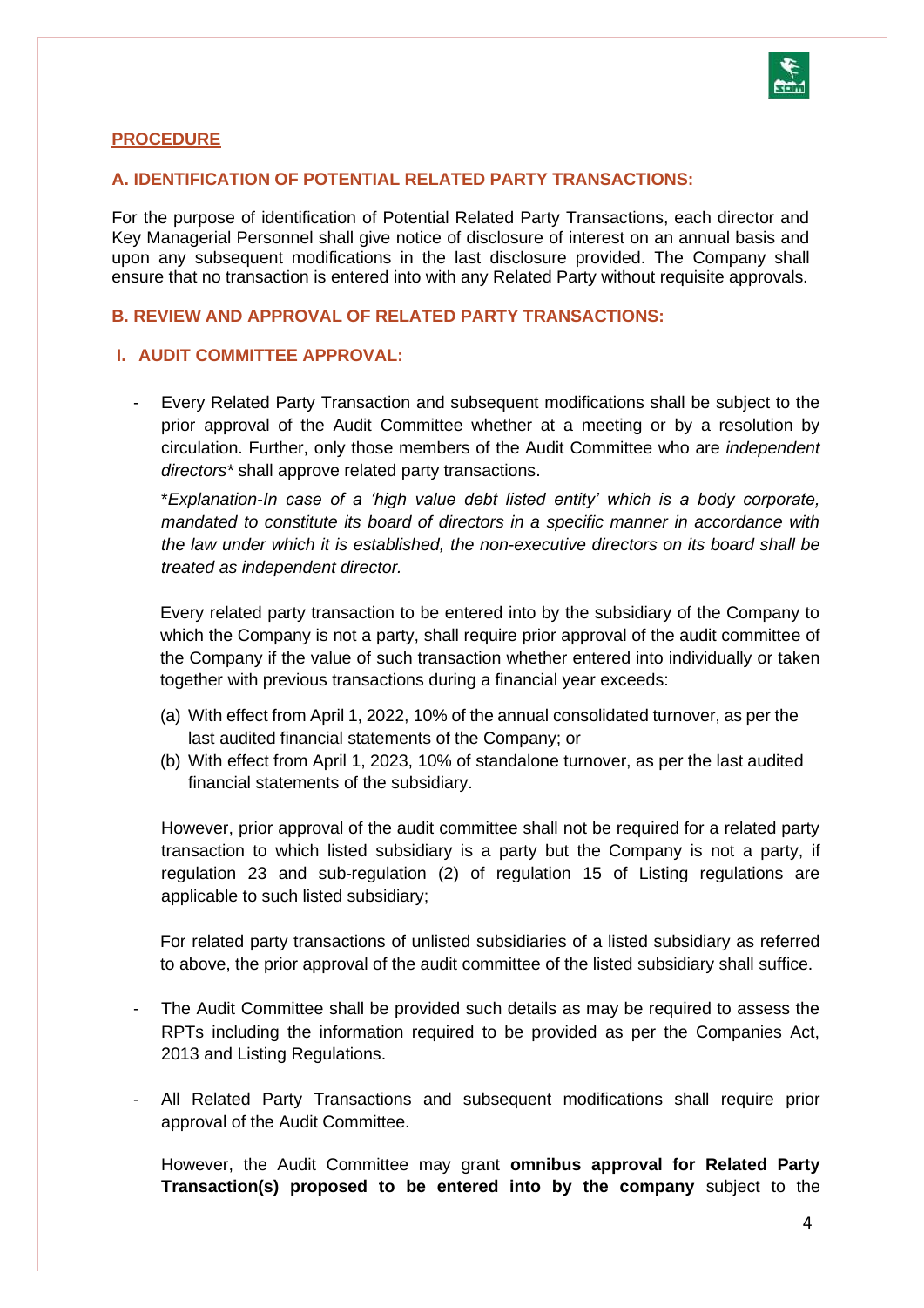## PROCEDURE

### A. IDENTIFICATION OF POTENTIAL RELATED PARTY TRANSACTIONS:

For the purpose of identification of Potential Related Party Transactions, each director and Key Managerial Personnel shall give notice of disclosure of interest on an annual basis and upon any subsequent modifications in the last disclosure provided. The Company shall ensure that no transaction is entered into with any Related Party without requisite approvals.

### B. REVIEW AND APPROVAL OF RELATED PARTY TRANSACTIONS:

#### I. AUDIT COMMITTEE APPROVAL:

- Every Related Party Transaction and subsequent modifications shall be subject to the prior approval of the Audit Committee whether at a meeting or by a resolution by circulation. Further, only those members of the Audit Committee who are *independent directors** shall approve related party transactions.

  **Explanation-In case of a 'high value debt listed entity' which is a body corporate, mandated to constitute its board of directors in a specific manner in accordance with the law under which it is established, the non-executive directors on its board shall be treated as independent director.*

  Every related party transaction to be entered into by the subsidiary of the Company to which the Company is not a party, shall require prior approval of the audit committee of the Company if the value of such transaction whether entered into individually or taken together with previous transactions during a financial year exceeds:

  (a) With effect from April 1, 2022, 10% of the annual consolidated turnover, as per the last audited financial statements of the Company; or
  (b) With effect from April 1, 2023, 10% of standalone turnover, as per the last audited financial statements of the subsidiary.

  However, prior approval of the audit committee shall not be required for a related party transaction to which listed subsidiary is a party but the Company is not a party, if regulation 23 and sub-regulation (2) of regulation 15 of Listing regulations are applicable to such listed subsidiary;

  For related party transactions of unlisted subsidiaries of a listed subsidiary as referred to above, the prior approval of the audit committee of the listed subsidiary shall suffice.

- The Audit Committee shall be provided such details as may be required to assess the RPTs including the information required to be provided as per the Companies Act, 2013 and Listing Regulations.

- All Related Party Transactions and subsequent modifications shall require prior approval of the Audit Committee.

  However, the Audit Committee may grant **omnibus approval for Related Party Transaction(s) proposed to be entered into by the company** subject to the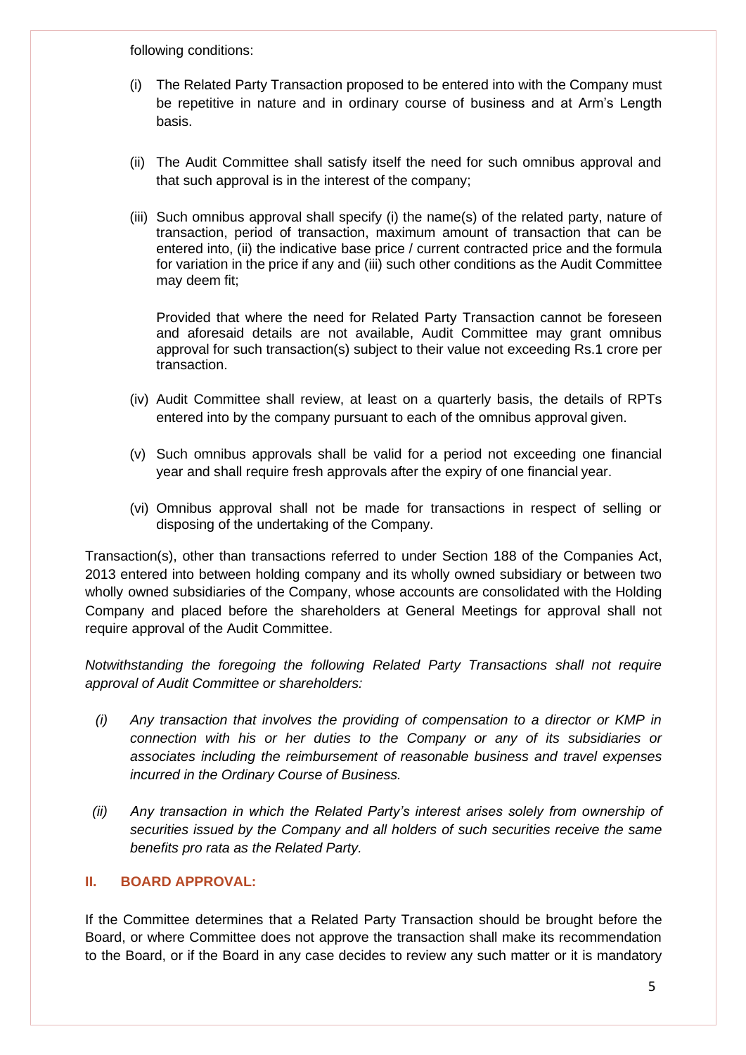following conditions:

(i) The Related Party Transaction proposed to be entered into with the Company must be repetitive in nature and in ordinary course of business and at Arm's Length basis.

(ii) The Audit Committee shall satisfy itself the need for such omnibus approval and that such approval is in the interest of the company;

(iii) Such omnibus approval shall specify (i) the name(s) of the related party, nature of transaction, period of transaction, maximum amount of transaction that can be entered into, (ii) the indicative base price / current contracted price and the formula for variation in the price if any and (iii) such other conditions as the Audit Committee may deem fit;

Provided that where the need for Related Party Transaction cannot be foreseen and aforesaid details are not available, Audit Committee may grant omnibus approval for such transaction(s) subject to their value not exceeding Rs.1 crore per transaction.

(iv) Audit Committee shall review, at least on a quarterly basis, the details of RPTs entered into by the company pursuant to each of the omnibus approval given.

(v) Such omnibus approvals shall be valid for a period not exceeding one financial year and shall require fresh approvals after the expiry of one financial year.

(vi) Omnibus approval shall not be made for transactions in respect of selling or disposing of the undertaking of the Company.

Transaction(s), other than transactions referred to under Section 188 of the Companies Act, 2013 entered into between holding company and its wholly owned subsidiary or between two wholly owned subsidiaries of the Company, whose accounts are consolidated with the Holding Company and placed before the shareholders at General Meetings for approval shall not require approval of the Audit Committee.

*Notwithstanding the foregoing the following Related Party Transactions shall not require approval of Audit Committee or shareholders:*

*(i) Any transaction that involves the providing of compensation to a director or KMP in connection with his or her duties to the Company or any of its subsidiaries or associates including the reimbursement of reasonable business and travel expenses incurred in the Ordinary Course of Business.*

*(ii) Any transaction in which the Related Party's interest arises solely from ownership of securities issued by the Company and all holders of such securities receive the same benefits pro rata as the Related Party.*

## II. BOARD APPROVAL:

If the Committee determines that a Related Party Transaction should be brought before the Board, or where Committee does not approve the transaction shall make its recommendation to the Board, or if the Board in any case decides to review any such matter or it is mandatory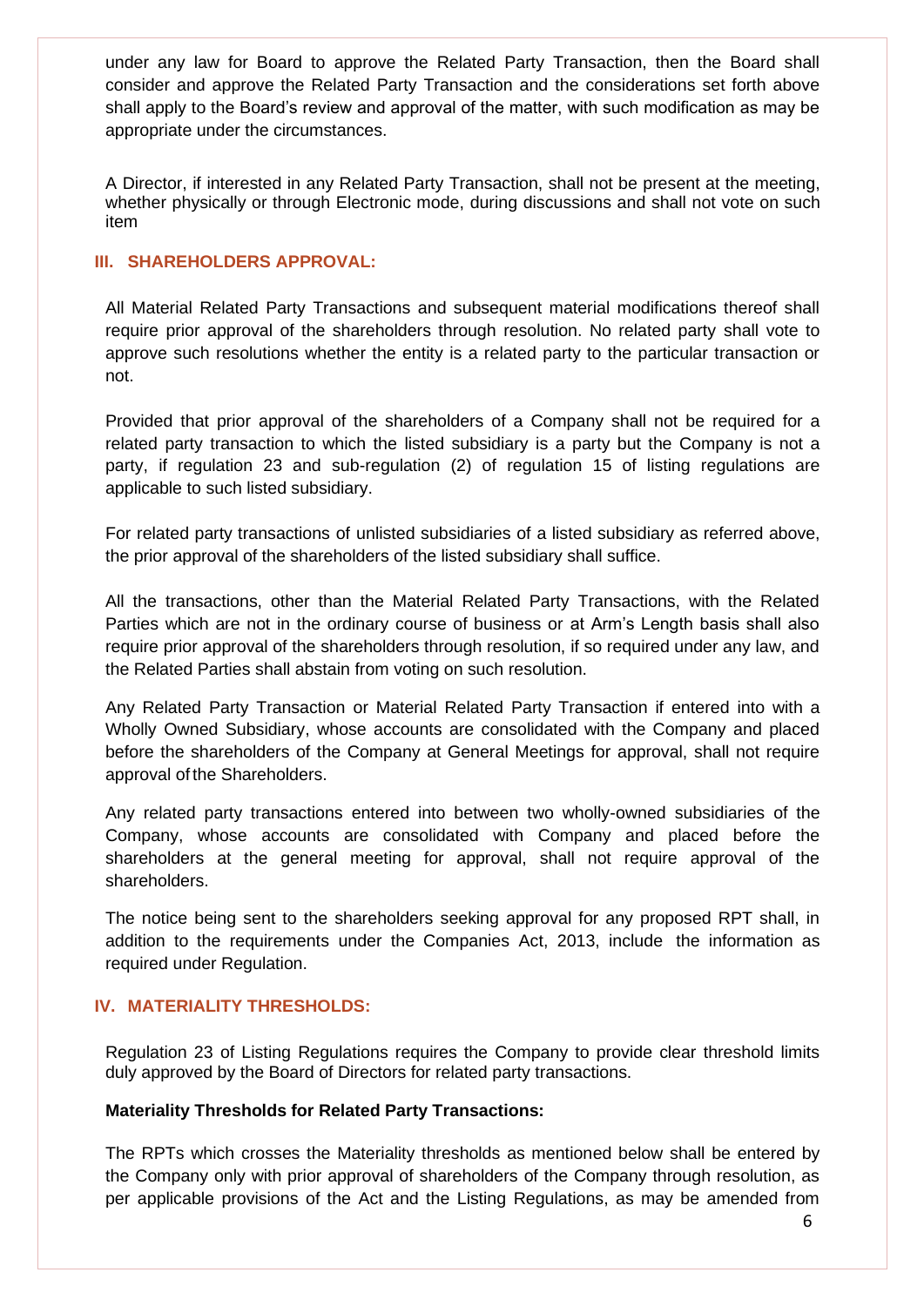under any law for Board to approve the Related Party Transaction, then the Board shall consider and approve the Related Party Transaction and the considerations set forth above shall apply to the Board's review and approval of the matter, with such modification as may be appropriate under the circumstances.

A Director, if interested in any Related Party Transaction, shall not be present at the meeting, whether physically or through Electronic mode, during discussions and shall not vote on such item

## III. SHAREHOLDERS APPROVAL:

All Material Related Party Transactions and subsequent material modifications thereof shall require prior approval of the shareholders through resolution. No related party shall vote to approve such resolutions whether the entity is a related party to the particular transaction or not.

Provided that prior approval of the shareholders of a Company shall not be required for a related party transaction to which the listed subsidiary is a party but the Company is not a party, if regulation 23 and sub-regulation (2) of regulation 15 of listing regulations are applicable to such listed subsidiary.

For related party transactions of unlisted subsidiaries of a listed subsidiary as referred above, the prior approval of the shareholders of the listed subsidiary shall suffice.

All the transactions, other than the Material Related Party Transactions, with the Related Parties which are not in the ordinary course of business or at Arm's Length basis shall also require prior approval of the shareholders through resolution, if so required under any law, and the Related Parties shall abstain from voting on such resolution.

Any Related Party Transaction or Material Related Party Transaction if entered into with a Wholly Owned Subsidiary, whose accounts are consolidated with the Company and placed before the shareholders of the Company at General Meetings for approval, shall not require approval of the Shareholders.

Any related party transactions entered into between two wholly-owned subsidiaries of the Company, whose accounts are consolidated with Company and placed before the shareholders at the general meeting for approval, shall not require approval of the shareholders.

The notice being sent to the shareholders seeking approval for any proposed RPT shall, in addition to the requirements under the Companies Act, 2013, include the information as required under Regulation.

## IV. MATERIALITY THRESHOLDS:

Regulation 23 of Listing Regulations requires the Company to provide clear threshold limits duly approved by the Board of Directors for related party transactions.

**Materiality Thresholds for Related Party Transactions:**

The RPTs which crosses the Materiality thresholds as mentioned below shall be entered by the Company only with prior approval of shareholders of the Company through resolution, as per applicable provisions of the Act and the Listing Regulations, as may be amended from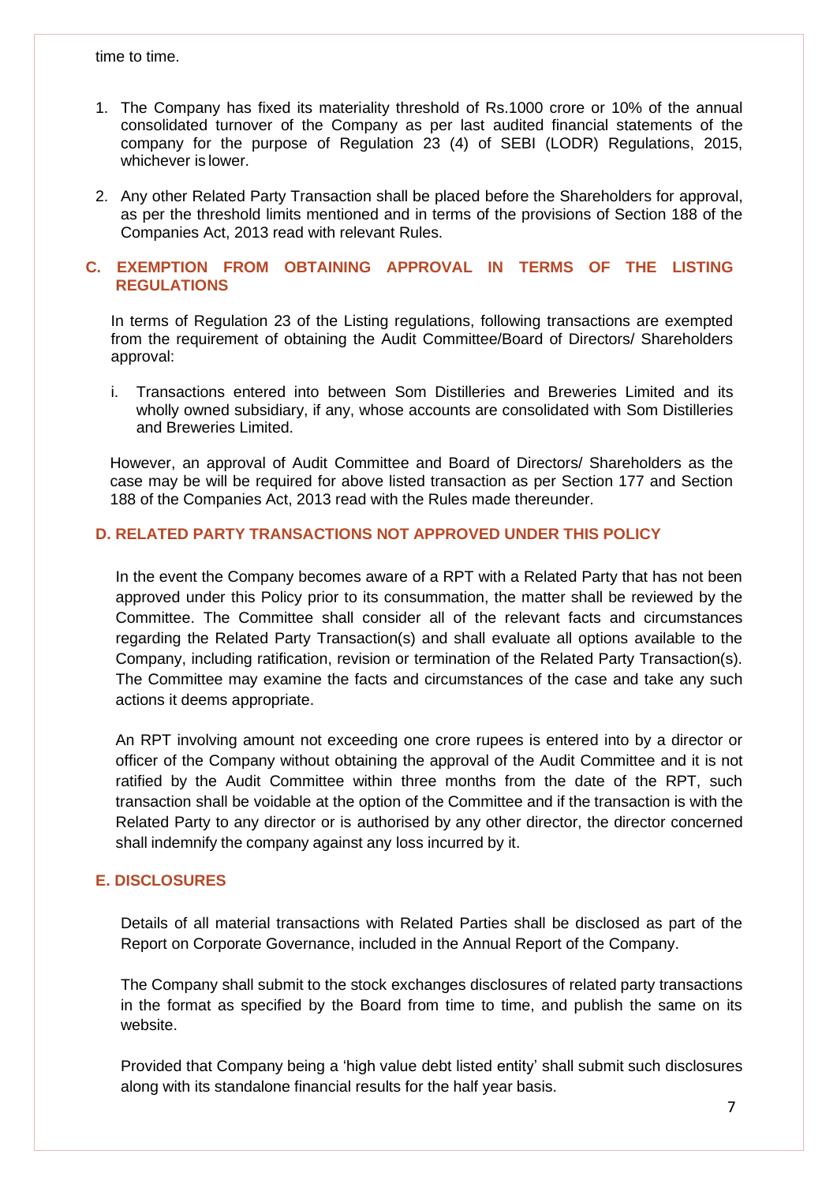time to time.

1. The Company has fixed its materiality threshold of Rs.1000 crore or 10% of the annual consolidated turnover of the Company as per last audited financial statements of the company for the purpose of Regulation 23 (4) of SEBI (LODR) Regulations, 2015, whichever is lower.
2. Any other Related Party Transaction shall be placed before the Shareholders for approval, as per the threshold limits mentioned and in terms of the provisions of Section 188 of the Companies Act, 2013 read with relevant Rules.

## C. EXEMPTION FROM OBTAINING APPROVAL IN TERMS OF THE LISTING REGULATIONS

In terms of Regulation 23 of the Listing regulations, following transactions are exempted from the requirement of obtaining the Audit Committee/Board of Directors/ Shareholders approval:

i. Transactions entered into between Som Distilleries and Breweries Limited and its wholly owned subsidiary, if any, whose accounts are consolidated with Som Distilleries and Breweries Limited.

However, an approval of Audit Committee and Board of Directors/ Shareholders as the case may be will be required for above listed transaction as per Section 177 and Section 188 of the Companies Act, 2013 read with the Rules made thereunder.

## D. RELATED PARTY TRANSACTIONS NOT APPROVED UNDER THIS POLICY

In the event the Company becomes aware of a RPT with a Related Party that has not been approved under this Policy prior to its consummation, the matter shall be reviewed by the Committee. The Committee shall consider all of the relevant facts and circumstances regarding the Related Party Transaction(s) and shall evaluate all options available to the Company, including ratification, revision or termination of the Related Party Transaction(s). The Committee may examine the facts and circumstances of the case and take any such actions it deems appropriate.

An RPT involving amount not exceeding one crore rupees is entered into by a director or officer of the Company without obtaining the approval of the Audit Committee and it is not ratified by the Audit Committee within three months from the date of the RPT, such transaction shall be voidable at the option of the Committee and if the transaction is with the Related Party to any director or is authorised by any other director, the director concerned shall indemnify the company against any loss incurred by it.

## E. DISCLOSURES

Details of all material transactions with Related Parties shall be disclosed as part of the Report on Corporate Governance, included in the Annual Report of the Company.

The Company shall submit to the stock exchanges disclosures of related party transactions in the format as specified by the Board from time to time, and publish the same on its website.

Provided that Company being a 'high value debt listed entity' shall submit such disclosures along with its standalone financial results for the half year basis.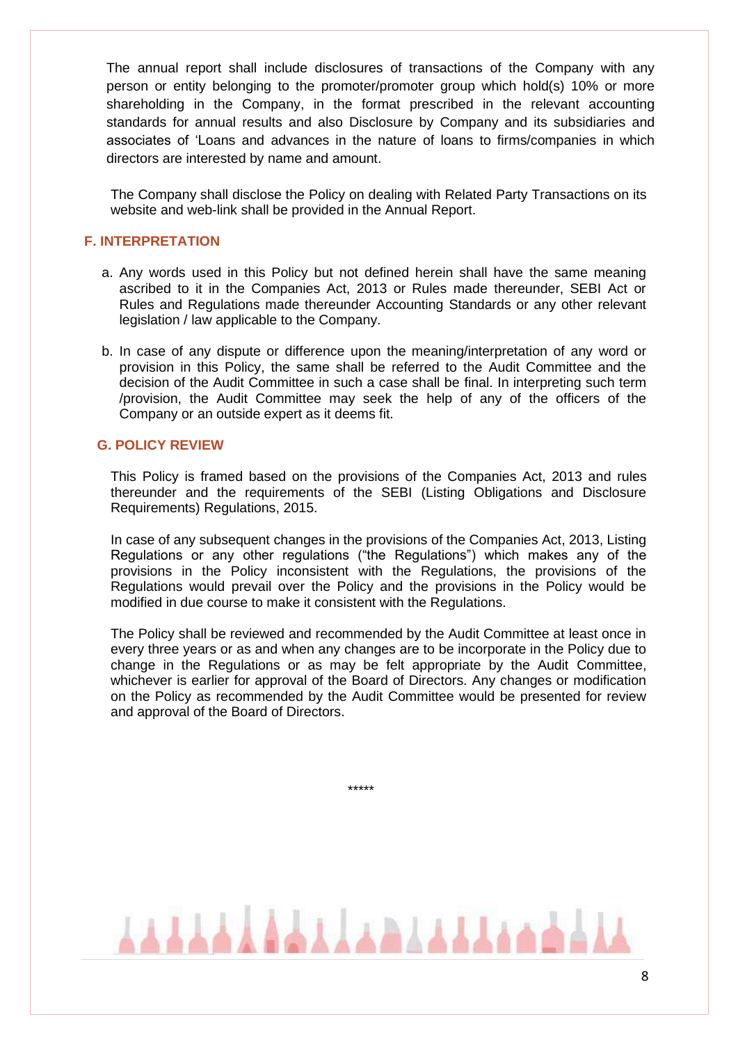The annual report shall include disclosures of transactions of the Company with any person or entity belonging to the promoter/promoter group which hold(s) 10% or more shareholding in the Company, in the format prescribed in the relevant accounting standards for annual results and also Disclosure by Company and its subsidiaries and associates of 'Loans and advances in the nature of loans to firms/companies in which directors are interested by name and amount.

The Company shall disclose the Policy on dealing with Related Party Transactions on its website and web-link shall be provided in the Annual Report.

### F. INTERPRETATION

a. Any words used in this Policy but not defined herein shall have the same meaning ascribed to it in the Companies Act, 2013 or Rules made thereunder, SEBI Act or Rules and Regulations made thereunder Accounting Standards or any other relevant legislation / law applicable to the Company.

b. In case of any dispute or difference upon the meaning/interpretation of any word or provision in this Policy, the same shall be referred to the Audit Committee and the decision of the Audit Committee in such a case shall be final. In interpreting such term /provision, the Audit Committee may seek the help of any of the officers of the Company or an outside expert as it deems fit.

### G. POLICY REVIEW

This Policy is framed based on the provisions of the Companies Act, 2013 and rules thereunder and the requirements of the SEBI (Listing Obligations and Disclosure Requirements) Regulations, 2015.

In case of any subsequent changes in the provisions of the Companies Act, 2013, Listing Regulations or any other regulations ("the Regulations") which makes any of the provisions in the Policy inconsistent with the Regulations, the provisions of the Regulations would prevail over the Policy and the provisions in the Policy would be modified in due course to make it consistent with the Regulations.

The Policy shall be reviewed and recommended by the Audit Committee at least once in every three years or as and when any changes are to be incorporate in the Policy due to change in the Regulations or as may be felt appropriate by the Audit Committee, whichever is earlier for approval of the Board of Directors. Any changes or modification on the Policy as recommended by the Audit Committee would be presented for review and approval of the Board of Directors.

*****